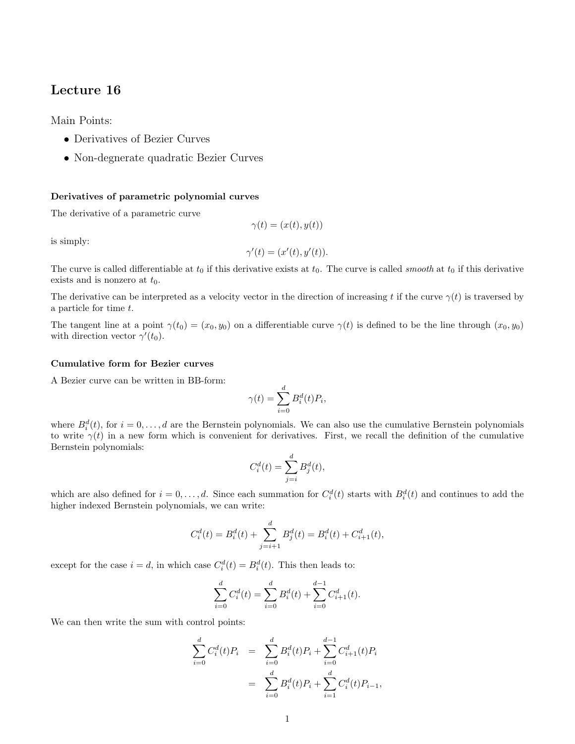# Lecture 16

Main Points:

- Derivatives of Bezier Curves
- Non-degenerate quadratic Bezier Curves

### Derivatives of parametric polynomial curves

The derivative of a parametric curve

$$\gamma(t) = (x(t), y(t))$$

is simply:

$$\gamma'(t) = (x'(t), y'(t)).$$

The curve is called differentiable at $t_0$ if this derivative exists at $t_0$. The curve is called *smooth* at $t_0$ if this derivative exists and is nonzero at $t_0$.

The derivative can be interpreted as a velocity vector in the direction of increasing $t$ if the curve $\gamma(t)$ is traversed by a particle for time $t$.

The tangent line at a point $\gamma(t_0) = (x_0, y_0)$ on a differentiable curve $\gamma(t)$ is defined to be the line through $(x_0, y_0)$ with direction vector $\gamma'(t_0)$.

### Cumulative form for Bezier curves

A Bezier curve can be written in BB-form:

$$\gamma(t) = \sum_{i=0}^{d} B_i^d(t) P_i,$$

where $B_i^d(t)$, for $i = 0, \ldots, d$ are the Bernstein polynomials. We can also use the cumulative Bernstein polynomials to write $\gamma(t)$ in a new form which is convenient for derivatives. First, we recall the definition of the cumulative Bernstein polynomials:

$$C_i^d(t) = \sum_{j=i}^{d} B_j^d(t),$$

which are also defined for $i = 0, \ldots, d$. Since each summation for $C_i^d(t)$ starts with $B_i^d(t)$ and continues to add the higher indexed Bernstein polynomials, we can write:

$$C_i^d(t) = B_i^d(t) + \sum_{j=i+1}^{d} B_j^d(t) = B_i^d(t) + C_{i+1}^d(t),$$

except for the case $i = d$, in which case $C_i^d(t) = B_i^d(t)$. This then leads to:

$$\sum_{i=0}^{d} C_i^d(t) = \sum_{i=0}^{d} B_i^d(t) + \sum_{i=0}^{d-1} C_{i+1}^d(t).$$

We can then write the sum with control points:

$$\begin{aligned}
\sum_{i=0}^{d} C_i^d(t) P_i &= \sum_{i=0}^{d} B_i^d(t) P_i + \sum_{i=0}^{d-1} C_{i+1}^d(t) P_i \\
&= \sum_{i=0}^{d} B_i^d(t) P_i + \sum_{i=1}^{d} C_i^d(t) P_{i-1},
\end{aligned}$$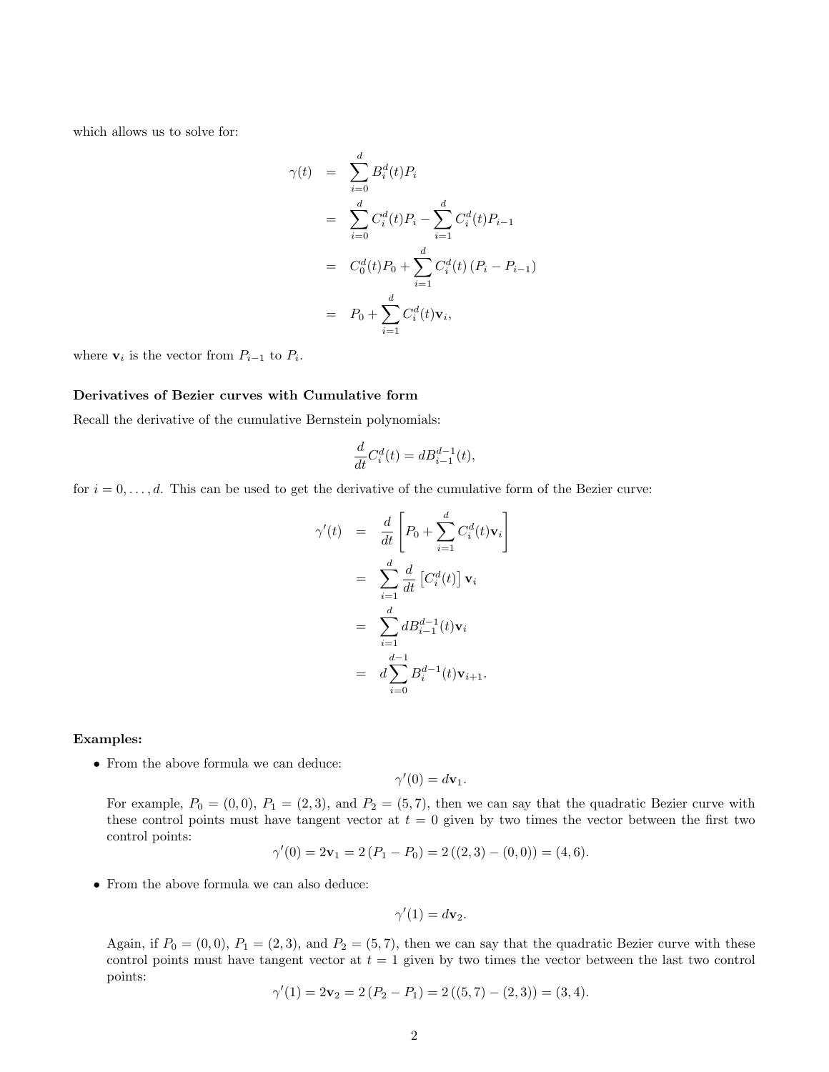which allows us to solve for:

$$
\begin{aligned}
\gamma(t) &= \sum_{i=0}^{d} B_i^d(t) P_i \\
&= \sum_{i=0}^{d} C_i^d(t) P_i - \sum_{i=1}^{d} C_i^d(t) P_{i-1} \\
&= C_0^d(t) P_0 + \sum_{i=1}^{d} C_i^d(t) \left(P_i - P_{i-1}\right) \\
&= P_0 + \sum_{i=1}^{d} C_i^d(t) \mathbf{v}_i,
\end{aligned}
$$

where $\mathbf{v}_i$ is the vector from $P_{i-1}$ to $P_i$.

**Derivatives of Bezier curves with Cumulative form**

Recall the derivative of the cumulative Bernstein polynomials:

$$
\frac{d}{dt} C_i^d(t) = d B_{i-1}^{d-1}(t),
$$

for $i = 0, \ldots, d$. This can be used to get the derivative of the cumulative form of the Bezier curve:

$$
\begin{aligned}
\gamma'(t) &= \frac{d}{dt}\left[P_0 + \sum_{i=1}^{d} C_i^d(t) \mathbf{v}_i\right] \\
&= \sum_{i=1}^{d} \frac{d}{dt}\left[C_i^d(t)\right] \mathbf{v}_i \\
&= \sum_{i=1}^{d} d B_{i-1}^{d-1}(t) \mathbf{v}_i \\
&= d \sum_{i=0}^{d-1} B_i^{d-1}(t) \mathbf{v}_{i+1}.
\end{aligned}
$$

**Examples:**

- From the above formula we can deduce:

  $$\gamma'(0) = d\mathbf{v}_1.$$

  For example, $P_0 = (0, 0)$, $P_1 = (2, 3)$, and $P_2 = (5, 7)$, then we can say that the quadratic Bezier curve with these control points must have tangent vector at $t = 0$ given by two times the vector between the first two control points:

  $$\gamma'(0) = 2\mathbf{v}_1 = 2\left(P_1 - P_0\right) = 2\left((2, 3) - (0, 0)\right) = (4, 6).$$

- From the above formula we can also deduce:

  $$\gamma'(1) = d\mathbf{v}_2.$$

  Again, if $P_0 = (0, 0)$, $P_1 = (2, 3)$, and $P_2 = (5, 7)$, then we can say that the quadratic Bezier curve with these control points must have tangent vector at $t = 1$ given by two times the vector between the last two control points:

  $$\gamma'(1) = 2\mathbf{v}_2 = 2\left(P_2 - P_1\right) = 2\left((5, 7) - (2, 3)\right) = (3, 4).$$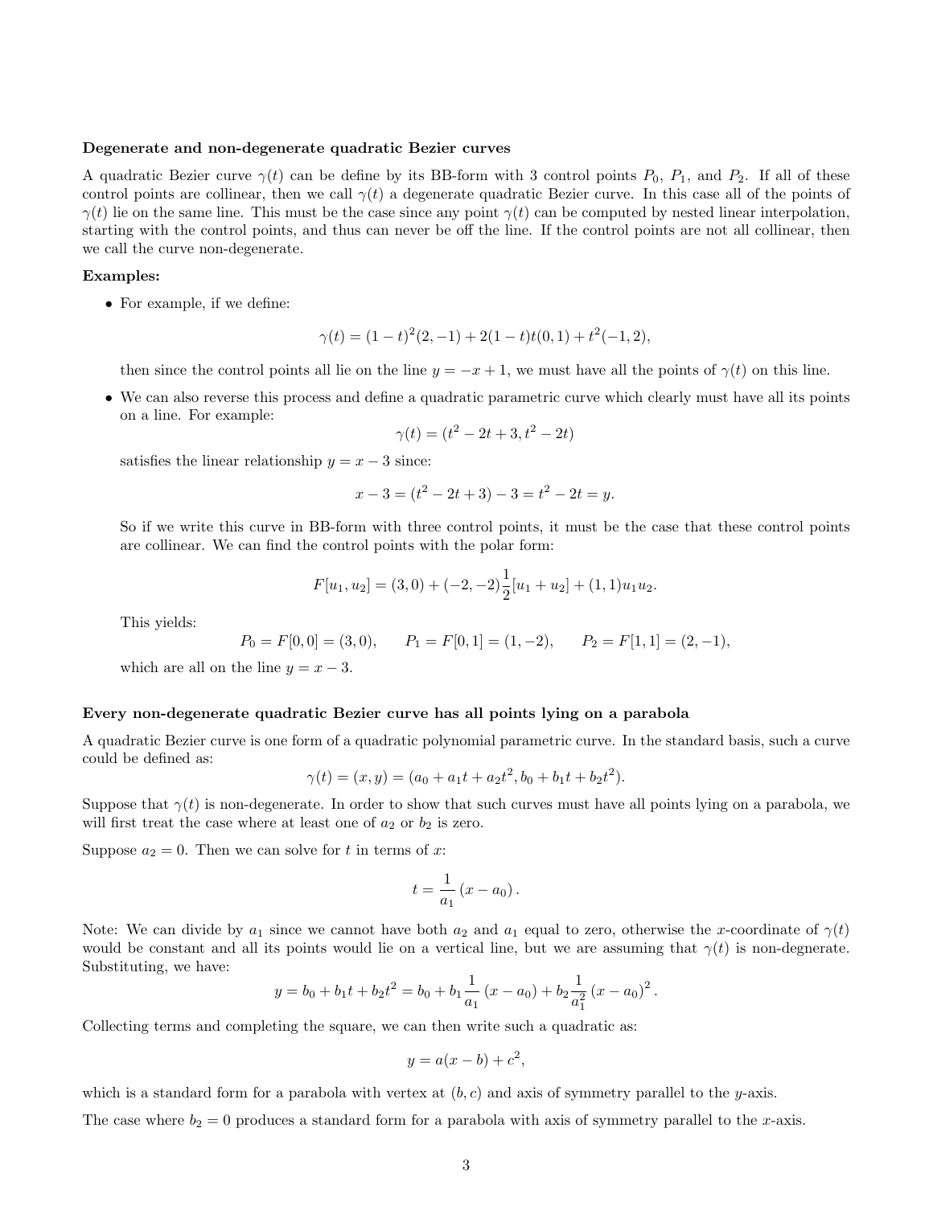**Degenerate and non-degenerate quadratic Bezier curves**

A quadratic Bezier curve $\gamma(t)$ can be define by its BB-form with 3 control points $P_0$, $P_1$, and $P_2$. If all of these control points are collinear, then we call $\gamma(t)$ a degenerate quadratic Bezier curve. In this case all of the points of $\gamma(t)$ lie on the same line. This must be the case since any point $\gamma(t)$ can be computed by nested linear interpolation, starting with the control points, and thus can never be off the line. If the control points are not all collinear, then we call the curve non-degenerate.

**Examples:**

- For example, if we define:

$$\gamma(t) = (1-t)^2(2,-1) + 2(1-t)t(0,1) + t^2(-1,2),$$

then since the control points all lie on the line $y = -x + 1$, we must have all the points of $\gamma(t)$ on this line.

- We can also reverse this process and define a quadratic parametric curve which clearly must have all its points on a line. For example:

$$\gamma(t) = (t^2 - 2t + 3, t^2 - 2t)$$

satisfies the linear relationship $y = x - 3$ since:

$$x - 3 = (t^2 - 2t + 3) - 3 = t^2 - 2t = y.$$

So if we write this curve in BB-form with three control points, it must be the case that these control points are collinear. We can find the control points with the polar form:

$$F[u_1, u_2] = (3,0) + (-2,-2)\frac{1}{2}[u_1 + u_2] + (1,1)u_1u_2.$$

This yields:

$$P_0 = F[0,0] = (3,0), \qquad P_1 = F[0,1] = (1,-2), \qquad P_2 = F[1,1] = (2,-1),$$

which are all on the line $y = x - 3$.

**Every non-degenerate quadratic Bezier curve has all points lying on a parabola**

A quadratic Bezier curve is one form of a quadratic polynomial parametric curve. In the standard basis, such a curve could be defined as:

$$\gamma(t) = (x,y) = (a_0 + a_1t + a_2t^2, b_0 + b_1t + b_2t^2).$$

Suppose that $\gamma(t)$ is non-degenerate. In order to show that such curves must have all points lying on a parabola, we will first treat the case where at least one of $a_2$ or $b_2$ is zero.

Suppose $a_2 = 0$. Then we can solve for $t$ in terms of $x$:

$$t = \frac{1}{a_1}(x - a_0).$$

Note: We can divide by $a_1$ since we cannot have both $a_2$ and $a_1$ equal to zero, otherwise the $x$-coordinate of $\gamma(t)$ would be constant and all its points would lie on a vertical line, but we are assuming that $\gamma(t)$ is non-degnerate. Substituting, we have:

$$y = b_0 + b_1t + b_2t^2 = b_0 + b_1\frac{1}{a_1}(x - a_0) + b_2\frac{1}{a_1^2}(x - a_0)^2.$$

Collecting terms and completing the square, we can then write such a quadratic as:

$$y = a(x - b) + c^2,$$

which is a standard form for a parabola with vertex at $(b,c)$ and axis of symmetry parallel to the $y$-axis.

The case where $b_2 = 0$ produces a standard form for a parabola with axis of symmetry parallel to the $x$-axis.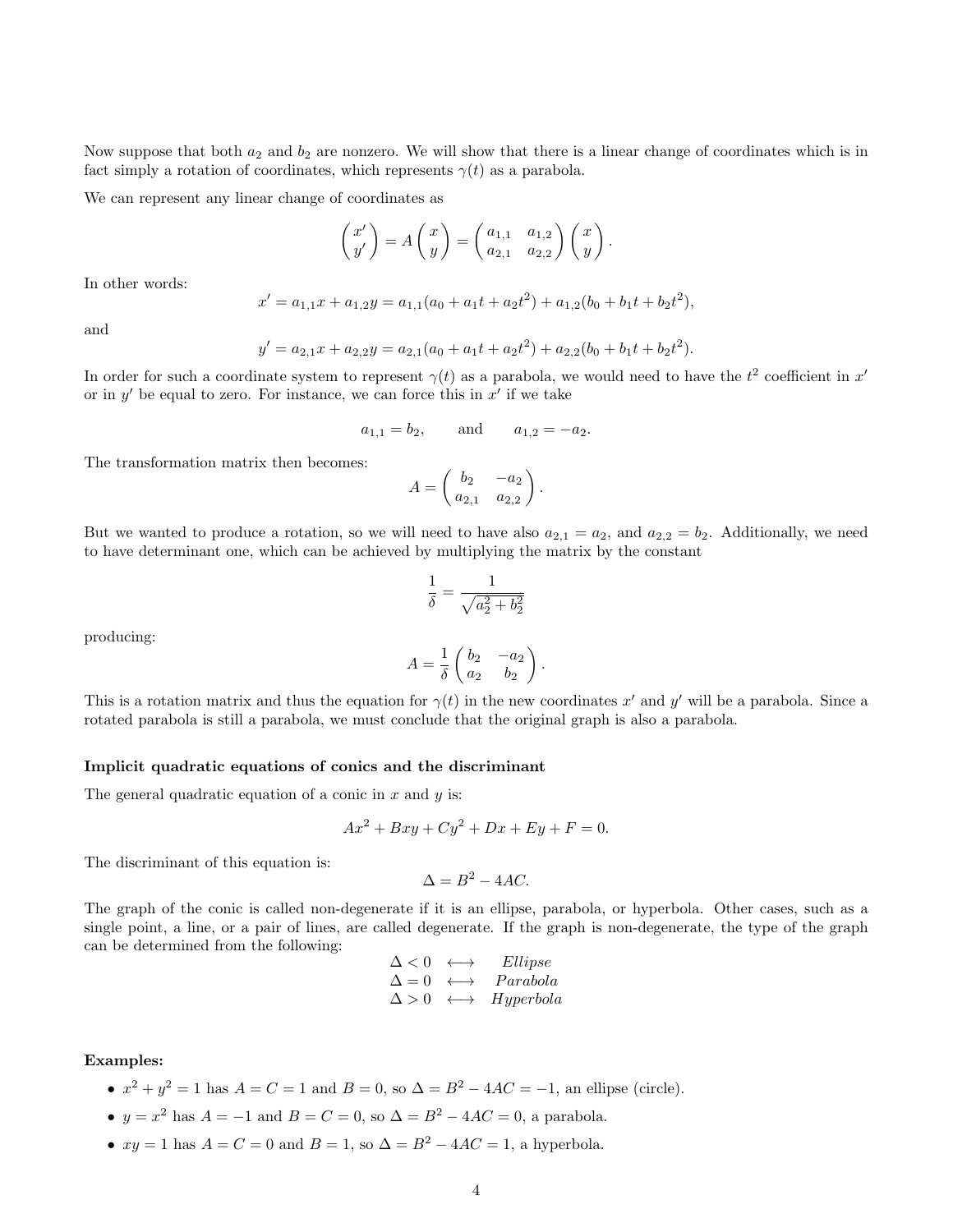Now suppose that both $a_2$ and $b_2$ are nonzero. We will show that there is a linear change of coordinates which is in fact simply a rotation of coordinates, which represents $\gamma(t)$ as a parabola.

We can represent any linear change of coordinates as

$$\begin{pmatrix} x' \\ y' \end{pmatrix} = A \begin{pmatrix} x \\ y \end{pmatrix} = \begin{pmatrix} a_{1,1} & a_{1,2} \\ a_{2,1} & a_{2,2} \end{pmatrix} \begin{pmatrix} x \\ y \end{pmatrix}.$$

In other words:

$$x' = a_{1,1}x + a_{1,2}y = a_{1,1}(a_0 + a_1 t + a_2 t^2) + a_{1,2}(b_0 + b_1 t + b_2 t^2),$$

and

$$y' = a_{2,1}x + a_{2,2}y = a_{2,1}(a_0 + a_1 t + a_2 t^2) + a_{2,2}(b_0 + b_1 t + b_2 t^2).$$

In order for such a coordinate system to represent $\gamma(t)$ as a parabola, we would need to have the $t^2$ coefficient in $x'$ or in $y'$ be equal to zero. For instance, we can force this in $x'$ if we take

$$a_{1,1} = b_2, \qquad \text{and} \qquad a_{1,2} = -a_2.$$

The transformation matrix then becomes:

$$A = \begin{pmatrix} b_2 & -a_2 \\ a_{2,1} & a_{2,2} \end{pmatrix}.$$

But we wanted to produce a rotation, so we will need to have also $a_{2,1} = a_2$, and $a_{2,2} = b_2$. Additionally, we need to have determinant one, which can be achieved by multiplying the matrix by the constant

$$\frac{1}{\delta} = \frac{1}{\sqrt{a_2^2 + b_2^2}}$$

producing:

$$A = \frac{1}{\delta} \begin{pmatrix} b_2 & -a_2 \\ a_2 & b_2 \end{pmatrix}.$$

This is a rotation matrix and thus the equation for $\gamma(t)$ in the new coordinates $x'$ and $y'$ will be a parabola. Since a rotated parabola is still a parabola, we must conclude that the original graph is also a parabola.

### Implicit quadratic equations of conics and the discriminant

The general quadratic equation of a conic in $x$ and $y$ is:

$$Ax^2 + Bxy + Cy^2 + Dx + Ey + F = 0.$$

The discriminant of this equation is:

$$\Delta = B^2 - 4AC.$$

The graph of the conic is called non-degenerate if it is an ellipse, parabola, or hyperbola. Other cases, such as a single point, a line, or a pair of lines, are called degenerate. If the graph is non-degenerate, the type of the graph can be determined from the following:

$$\begin{array}{ccc} \Delta < 0 & \longleftrightarrow & \textit{Ellipse} \\ \Delta = 0 & \longleftrightarrow & \textit{Parabola} \\ \Delta > 0 & \longleftrightarrow & \textit{Hyperbola} \end{array}$$

**Examples:**

- $x^2 + y^2 = 1$ has $A = C = 1$ and $B = 0$, so $\Delta = B^2 - 4AC = -1$, an ellipse (circle).
- $y = x^2$ has $A = -1$ and $B = C = 0$, so $\Delta = B^2 - 4AC = 0$, a parabola.
- $xy = 1$ has $A = C = 0$ and $B = 1$, so $\Delta = B^2 - 4AC = 1$, a hyperbola.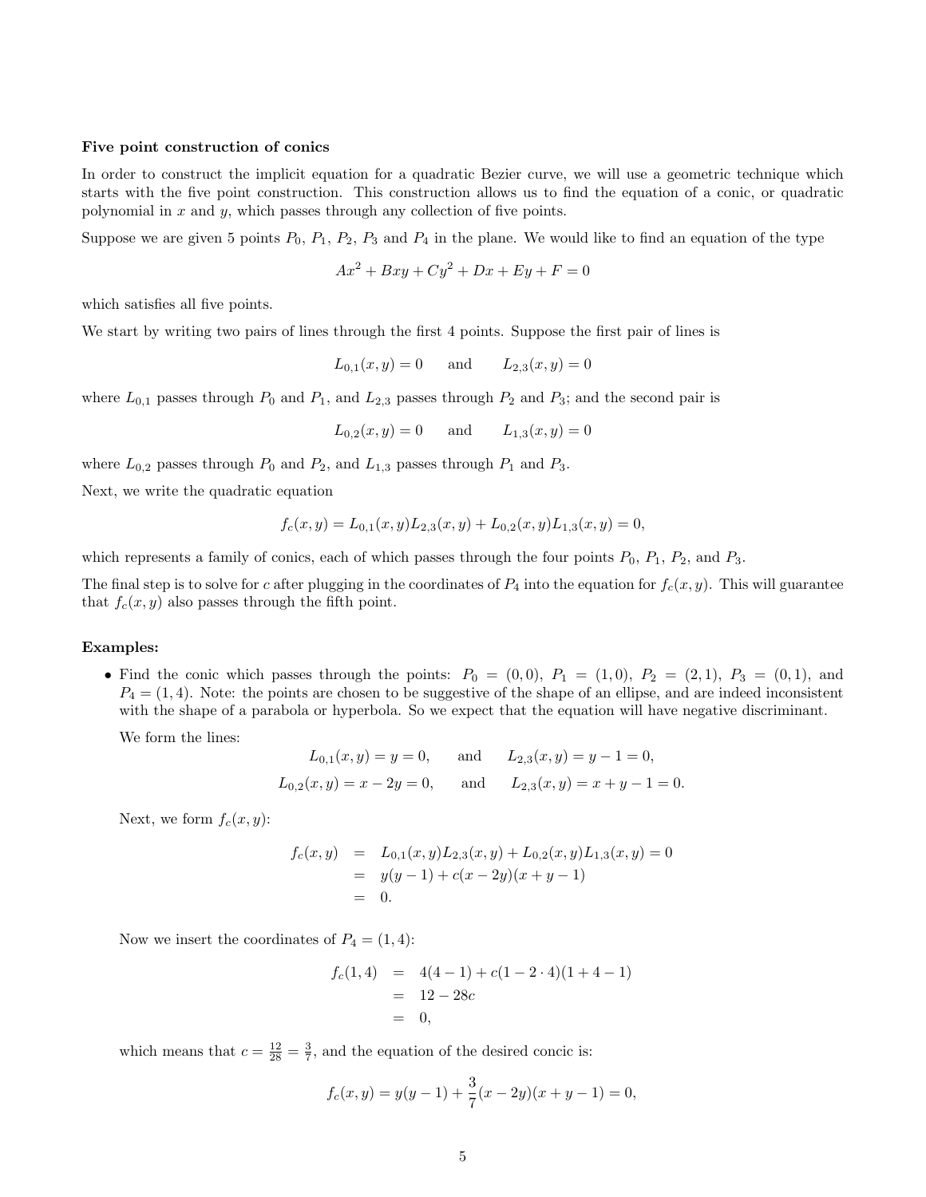**Five point construction of conics**

In order to construct the implicit equation for a quadratic Bezier curve, we will use a geometric technique which starts with the five point construction. This construction allows us to find the equation of a conic, or quadratic polynomial in $x$ and $y$, which passes through any collection of five points.

Suppose we are given 5 points $P_0$, $P_1$, $P_2$, $P_3$ and $P_4$ in the plane. We would like to find an equation of the type

$$Ax^2 + Bxy + Cy^2 + Dx + Ey + F = 0$$

which satisfies all five points.

We start by writing two pairs of lines through the first 4 points. Suppose the first pair of lines is

$$L_{0,1}(x,y) = 0 \qquad \text{and} \qquad L_{2,3}(x,y) = 0$$

where $L_{0,1}$ passes through $P_0$ and $P_1$, and $L_{2,3}$ passes through $P_2$ and $P_3$; and the second pair is

$$L_{0,2}(x,y) = 0 \qquad \text{and} \qquad L_{1,3}(x,y) = 0$$

where $L_{0,2}$ passes through $P_0$ and $P_2$, and $L_{1,3}$ passes through $P_1$ and $P_3$.

Next, we write the quadratic equation

$$f_c(x,y) = L_{0,1}(x,y)L_{2,3}(x,y) + L_{0,2}(x,y)L_{1,3}(x,y) = 0,$$

which represents a family of conics, each of which passes through the four points $P_0$, $P_1$, $P_2$, and $P_3$.

The final step is to solve for $c$ after plugging in the coordinates of $P_4$ into the equation for $f_c(x,y)$. This will guarantee that $f_c(x,y)$ also passes through the fifth point.

**Examples:**

- Find the conic which passes through the points: $P_0 = (0,0)$, $P_1 = (1,0)$, $P_2 = (2,1)$, $P_3 = (0,1)$, and $P_4 = (1,4)$. Note: the points are chosen to be suggestive of the shape of an ellipse, and are indeed inconsistent with the shape of a parabola or hyperbola. So we expect that the equation will have negative discriminant.

  We form the lines:

$$L_{0,1}(x,y) = y = 0, \qquad \text{and} \qquad L_{2,3}(x,y) = y - 1 = 0,$$
$$L_{0,2}(x,y) = x - 2y = 0, \qquad \text{and} \qquad L_{2,3}(x,y) = x + y - 1 = 0.$$

  Next, we form $f_c(x,y)$:

$$\begin{aligned} f_c(x,y) &= L_{0,1}(x,y)L_{2,3}(x,y) + L_{0,2}(x,y)L_{1,3}(x,y) = 0 \\ &= y(y-1) + c(x-2y)(x+y-1) \\ &= 0. \end{aligned}$$

  Now we insert the coordinates of $P_4 = (1,4)$:

$$\begin{aligned} f_c(1,4) &= 4(4-1) + c(1 - 2 \cdot 4)(1 + 4 - 1) \\ &= 12 - 28c \\ &= 0, \end{aligned}$$

  which means that $c = \frac{12}{28} = \frac{3}{7}$, and the equation of the desired concic is:

$$f_c(x,y) = y(y-1) + \frac{3}{7}(x-2y)(x+y-1) = 0,$$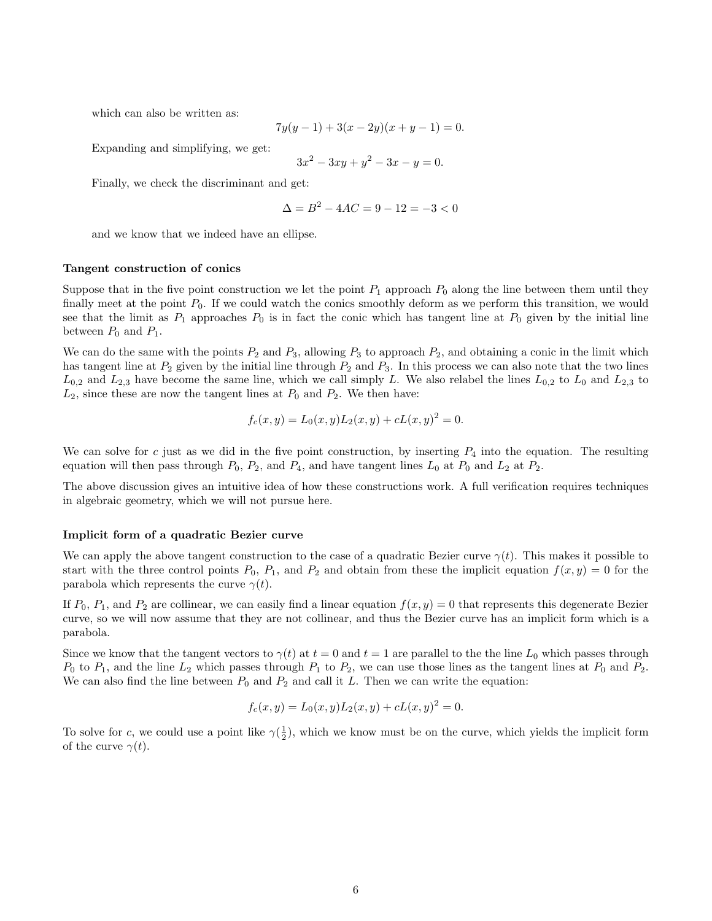which can also be written as:

$$7y(y-1) + 3(x-2y)(x+y-1) = 0.$$

Expanding and simplifying, we get:

$$3x^2 - 3xy + y^2 - 3x - y = 0.$$

Finally, we check the discriminant and get:

$$\Delta = B^2 - 4AC = 9 - 12 = -3 < 0$$

and we know that we indeed have an ellipse.

### Tangent construction of conics

Suppose that in the five point construction we let the point $P_1$ approach $P_0$ along the line between them until they finally meet at the point $P_0$. If we could watch the conics smoothly deform as we perform this transition, we would see that the limit as $P_1$ approaches $P_0$ is in fact the conic which has tangent line at $P_0$ given by the initial line between $P_0$ and $P_1$.

We can do the same with the points $P_2$ and $P_3$, allowing $P_3$ to approach $P_2$, and obtaining a conic in the limit which has tangent line at $P_2$ given by the initial line through $P_2$ and $P_3$. In this process we can also note that the two lines $L_{0,2}$ and $L_{2,3}$ have become the same line, which we call simply $L$. We also relabel the lines $L_{0,2}$ to $L_0$ and $L_{2,3}$ to $L_2$, since these are now the tangent lines at $P_0$ and $P_2$. We then have:

$$f_c(x,y) = L_0(x,y)L_2(x,y) + cL(x,y)^2 = 0.$$

We can solve for $c$ just as we did in the five point construction, by inserting $P_4$ into the equation. The resulting equation will then pass through $P_0$, $P_2$, and $P_4$, and have tangent lines $L_0$ at $P_0$ and $L_2$ at $P_2$.

The above discussion gives an intuitive idea of how these constructions work. A full verification requires techniques in algebraic geometry, which we will not pursue here.

### Implicit form of a quadratic Bezier curve

We can apply the above tangent construction to the case of a quadratic Bezier curve $\gamma(t)$. This makes it possible to start with the three control points $P_0$, $P_1$, and $P_2$ and obtain from these the implicit equation $f(x,y) = 0$ for the parabola which represents the curve $\gamma(t)$.

If $P_0$, $P_1$, and $P_2$ are collinear, we can easily find a linear equation $f(x,y) = 0$ that represents this degenerate Bezier curve, so we will now assume that they are not collinear, and thus the Bezier curve has an implicit form which is a parabola.

Since we know that the tangent vectors to $\gamma(t)$ at $t = 0$ and $t = 1$ are parallel to the the line $L_0$ which passes through $P_0$ to $P_1$, and the line $L_2$ which passes through $P_1$ to $P_2$, we can use those lines as the tangent lines at $P_0$ and $P_2$. We can also find the line between $P_0$ and $P_2$ and call it $L$. Then we can write the equation:

$$f_c(x,y) = L_0(x,y)L_2(x,y) + cL(x,y)^2 = 0.$$

To solve for $c$, we could use a point like $\gamma(\frac{1}{2})$, which we know must be on the curve, which yields the implicit form of the curve $\gamma(t)$.